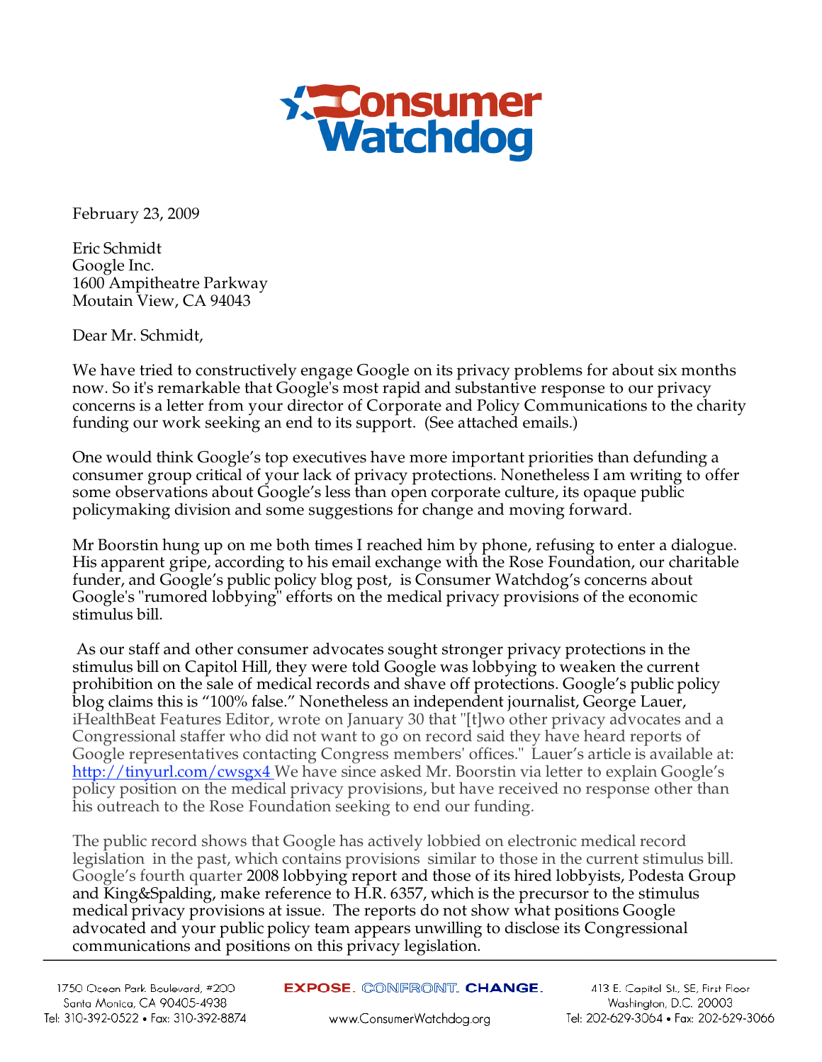# Consumer Watchdog

February 23, 2009

Eric Schmidt
Google Inc.
1600 Ampitheatre Parkway
Moutain View, CA 94043

Dear Mr. Schmidt,

We have tried to constructively engage Google on its privacy problems for about six months now. So it's remarkable that Google's most rapid and substantive response to our privacy concerns is a letter from your director of Corporate and Policy Communications to the charity funding our work seeking an end to its support. (See attached emails.)

One would think Google's top executives have more important priorities than defunding a consumer group critical of your lack of privacy protections. Nonetheless I am writing to offer some observations about Google's less than open corporate culture, its opaque public policymaking division and some suggestions for change and moving forward.

Mr Boorstin hung up on me both times I reached him by phone, refusing to enter a dialogue. His apparent gripe, according to his email exchange with the Rose Foundation, our charitable funder, and Google's public policy blog post, is Consumer Watchdog's concerns about Google's "rumored lobbying" efforts on the medical privacy provisions of the economic stimulus bill.

As our staff and other consumer advocates sought stronger privacy protections in the stimulus bill on Capitol Hill, they were told Google was lobbying to weaken the current prohibition on the sale of medical records and shave off protections. Google's public policy blog claims this is "100% false." Nonetheless an independent journalist, George Lauer, iHealthBeat Features Editor, wrote on January 30 that "[t]wo other privacy advocates and a Congressional staffer who did not want to go on record said they have heard reports of Google representatives contacting Congress members' offices." Lauer's article is available at: http://tinyurl.com/cwsgx4 We have since asked Mr. Boorstin via letter to explain Google's policy position on the medical privacy provisions, but have received no response other than his outreach to the Rose Foundation seeking to end our funding.

The public record shows that Google has actively lobbied on electronic medical record legislation in the past, which contains provisions similar to those in the current stimulus bill. Google's fourth quarter 2008 lobbying report and those of its hired lobbyists, Podesta Group and King&Spalding, make reference to H.R. 6357, which is the precursor to the stimulus medical privacy provisions at issue. The reports do not show what positions Google advocated and your public policy team appears unwilling to disclose its Congressional communications and positions on this privacy legislation.

1750 Ocean Park Boulevard, #200
Santa Monica, CA 90405-4938
Tel: 310-392-0522 • Fax: 310-392-8874

EXPOSE. CONFRONT. CHANGE.
www.ConsumerWatchdog.org

413 E. Capitol St., SE, First Floor
Washington, D.C. 20003
Tel: 202-629-3064 • Fax: 202-629-3066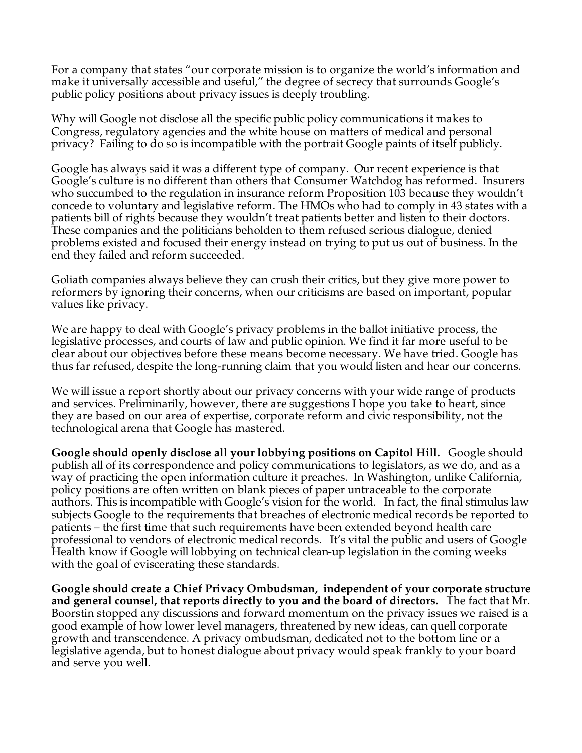For a company that states "our corporate mission is to organize the world's information and make it universally accessible and useful," the degree of secrecy that surrounds Google's public policy positions about privacy issues is deeply troubling.

Why will Google not disclose all the specific public policy communications it makes to Congress, regulatory agencies and the white house on matters of medical and personal privacy? Failing to do so is incompatible with the portrait Google paints of itself publicly.

Google has always said it was a different type of company. Our recent experience is that Google's culture is no different than others that Consumer Watchdog has reformed. Insurers who succumbed to the regulation in insurance reform Proposition 103 because they wouldn't concede to voluntary and legislative reform. The HMOs who had to comply in 43 states with a patients bill of rights because they wouldn't treat patients better and listen to their doctors. These companies and the politicians beholden to them refused serious dialogue, denied problems existed and focused their energy instead on trying to put us out of business. In the end they failed and reform succeeded.

Goliath companies always believe they can crush their critics, but they give more power to reformers by ignoring their concerns, when our criticisms are based on important, popular values like privacy.

We are happy to deal with Google's privacy problems in the ballot initiative process, the legislative processes, and courts of law and public opinion. We find it far more useful to be clear about our objectives before these means become necessary. We have tried. Google has thus far refused, despite the long-running claim that you would listen and hear our concerns.

We will issue a report shortly about our privacy concerns with your wide range of products and services. Preliminarily, however, there are suggestions I hope you take to heart, since they are based on our area of expertise, corporate reform and civic responsibility, not the technological arena that Google has mastered.

**Google should openly disclose all your lobbying positions on Capitol Hill.** Google should publish all of its correspondence and policy communications to legislators, as we do, and as a way of practicing the open information culture it preaches. In Washington, unlike California, policy positions are often written on blank pieces of paper untraceable to the corporate authors. This is incompatible with Google's vision for the world. In fact, the final stimulus law subjects Google to the requirements that breaches of electronic medical records be reported to patients – the first time that such requirements have been extended beyond health care professional to vendors of electronic medical records. It's vital the public and users of Google Health know if Google will lobbying on technical clean-up legislation in the coming weeks with the goal of eviscerating these standards.

**Google should create a Chief Privacy Ombudsman, independent of your corporate structure and general counsel, that reports directly to you and the board of directors.** The fact that Mr. Boorstin stopped any discussions and forward momentum on the privacy issues we raised is a good example of how lower level managers, threatened by new ideas, can quell corporate growth and transcendence. A privacy ombudsman, dedicated not to the bottom line or a legislative agenda, but to honest dialogue about privacy would speak frankly to your board and serve you well.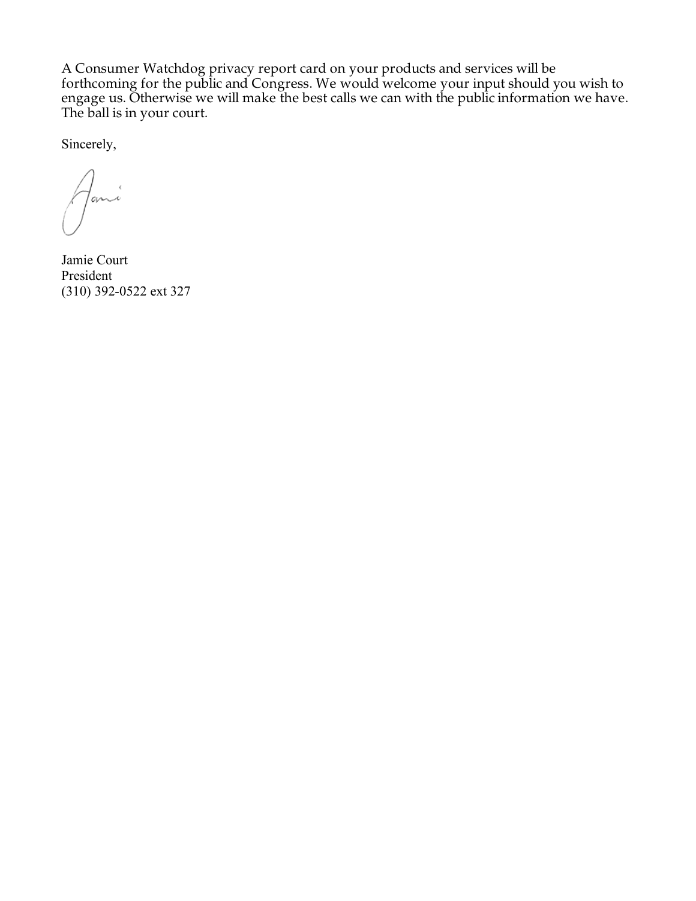A Consumer Watchdog privacy report card on your products and services will be forthcoming for the public and Congress. We would welcome your input should you wish to engage us. Otherwise we will make the best calls we can with the public information we have. The ball is in your court.

Sincerely,

Jamie Court  
President  
(310) 392-0522 ext 327